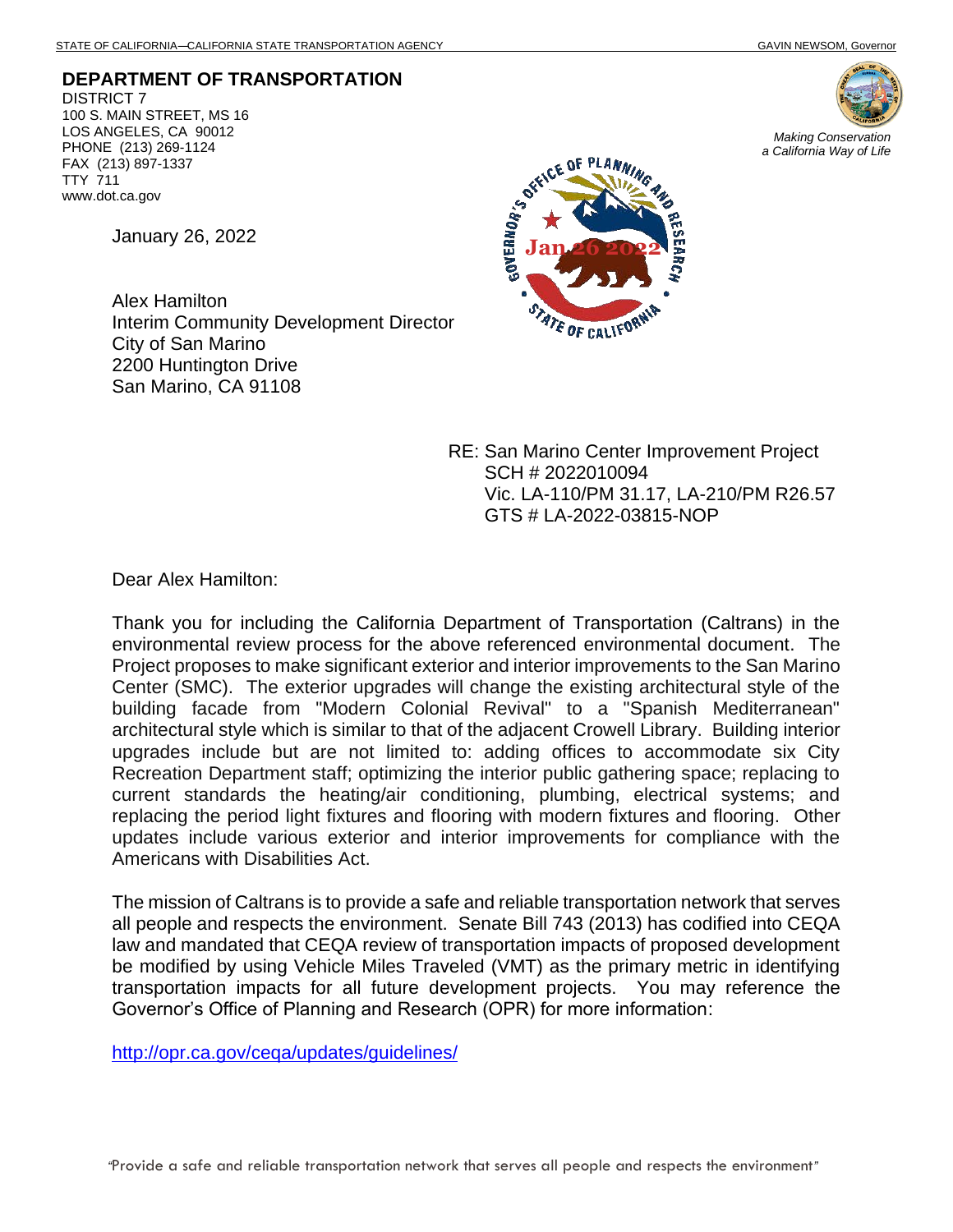STATE OF CALIFORNIA—CALIFORNIA STATE TRANSPORTATION AGENCY GAVIN NEWSOM, Governor

**DEPARTMENT OF TRANSPORTATION**
DISTRICT 7
100 S. MAIN STREET, MS 16
LOS ANGELES, CA 90012
PHONE (213) 269-1124
FAX (213) 897-1337
TTY 711
www.dot.ca.gov

*Making Conservation a California Way of Life*

GOVERNOR'S OFFICE OF PLANNING AND RESEARCH
Jan 26 2022
STATE OF CALIFORNIA

January 26, 2022

Alex Hamilton
Interim Community Development Director
City of San Marino
2200 Huntington Drive
San Marino, CA 91108

RE: San Marino Center Improvement Project
SCH # 2022010094
Vic. LA-110/PM 31.17, LA-210/PM R26.57
GTS # LA-2022-03815-NOP

Dear Alex Hamilton:

Thank you for including the California Department of Transportation (Caltrans) in the environmental review process for the above referenced environmental document. The Project proposes to make significant exterior and interior improvements to the San Marino Center (SMC). The exterior upgrades will change the existing architectural style of the building facade from "Modern Colonial Revival" to a "Spanish Mediterranean" architectural style which is similar to that of the adjacent Crowell Library. Building interior upgrades include but are not limited to: adding offices to accommodate six City Recreation Department staff; optimizing the interior public gathering space; replacing to current standards the heating/air conditioning, plumbing, electrical systems; and replacing the period light fixtures and flooring with modern fixtures and flooring. Other updates include various exterior and interior improvements for compliance with the Americans with Disabilities Act.

The mission of Caltrans is to provide a safe and reliable transportation network that serves all people and respects the environment. Senate Bill 743 (2013) has codified into CEQA law and mandated that CEQA review of transportation impacts of proposed development be modified by using Vehicle Miles Traveled (VMT) as the primary metric in identifying transportation impacts for all future development projects. You may reference the Governor's Office of Planning and Research (OPR) for more information:

http://opr.ca.gov/ceqa/updates/guidelines/

"Provide a safe and reliable transportation network that serves all people and respects the environment"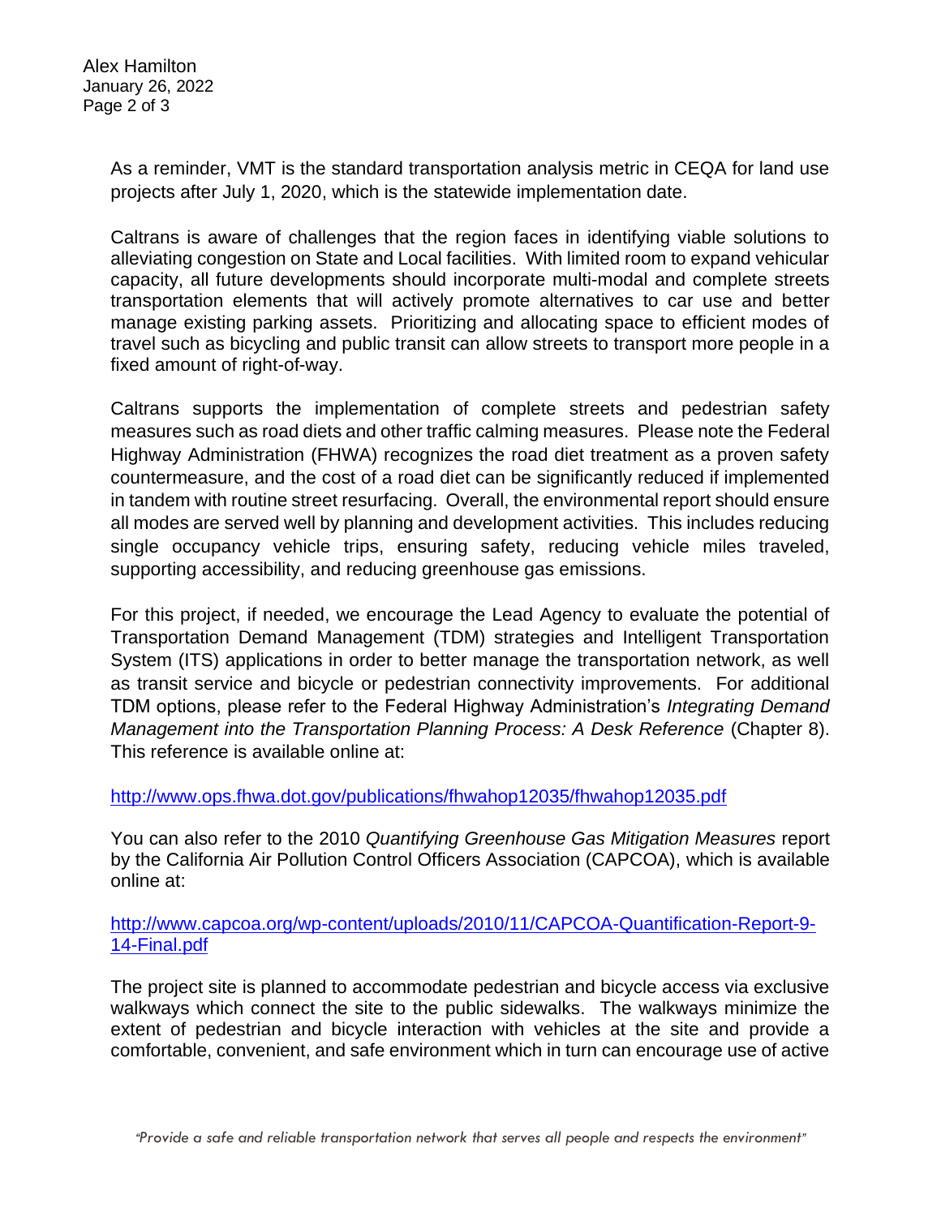As a reminder, VMT is the standard transportation analysis metric in CEQA for land use projects after July 1, 2020, which is the statewide implementation date.

Caltrans is aware of challenges that the region faces in identifying viable solutions to alleviating congestion on State and Local facilities. With limited room to expand vehicular capacity, all future developments should incorporate multi-modal and complete streets transportation elements that will actively promote alternatives to car use and better manage existing parking assets. Prioritizing and allocating space to efficient modes of travel such as bicycling and public transit can allow streets to transport more people in a fixed amount of right-of-way.

Caltrans supports the implementation of complete streets and pedestrian safety measures such as road diets and other traffic calming measures. Please note the Federal Highway Administration (FHWA) recognizes the road diet treatment as a proven safety countermeasure, and the cost of a road diet can be significantly reduced if implemented in tandem with routine street resurfacing. Overall, the environmental report should ensure all modes are served well by planning and development activities. This includes reducing single occupancy vehicle trips, ensuring safety, reducing vehicle miles traveled, supporting accessibility, and reducing greenhouse gas emissions.

For this project, if needed, we encourage the Lead Agency to evaluate the potential of Transportation Demand Management (TDM) strategies and Intelligent Transportation System (ITS) applications in order to better manage the transportation network, as well as transit service and bicycle or pedestrian connectivity improvements. For additional TDM options, please refer to the Federal Highway Administration's *Integrating Demand Management into the Transportation Planning Process: A Desk Reference* (Chapter 8). This reference is available online at:

http://www.ops.fhwa.dot.gov/publications/fhwahop12035/fhwahop12035.pdf

You can also refer to the 2010 *Quantifying Greenhouse Gas Mitigation Measures* report by the California Air Pollution Control Officers Association (CAPCOA), which is available online at:

http://www.capcoa.org/wp-content/uploads/2010/11/CAPCOA-Quantification-Report-9-14-Final.pdf

The project site is planned to accommodate pedestrian and bicycle access via exclusive walkways which connect the site to the public sidewalks. The walkways minimize the extent of pedestrian and bicycle interaction with vehicles at the site and provide a comfortable, convenient, and safe environment which in turn can encourage use of active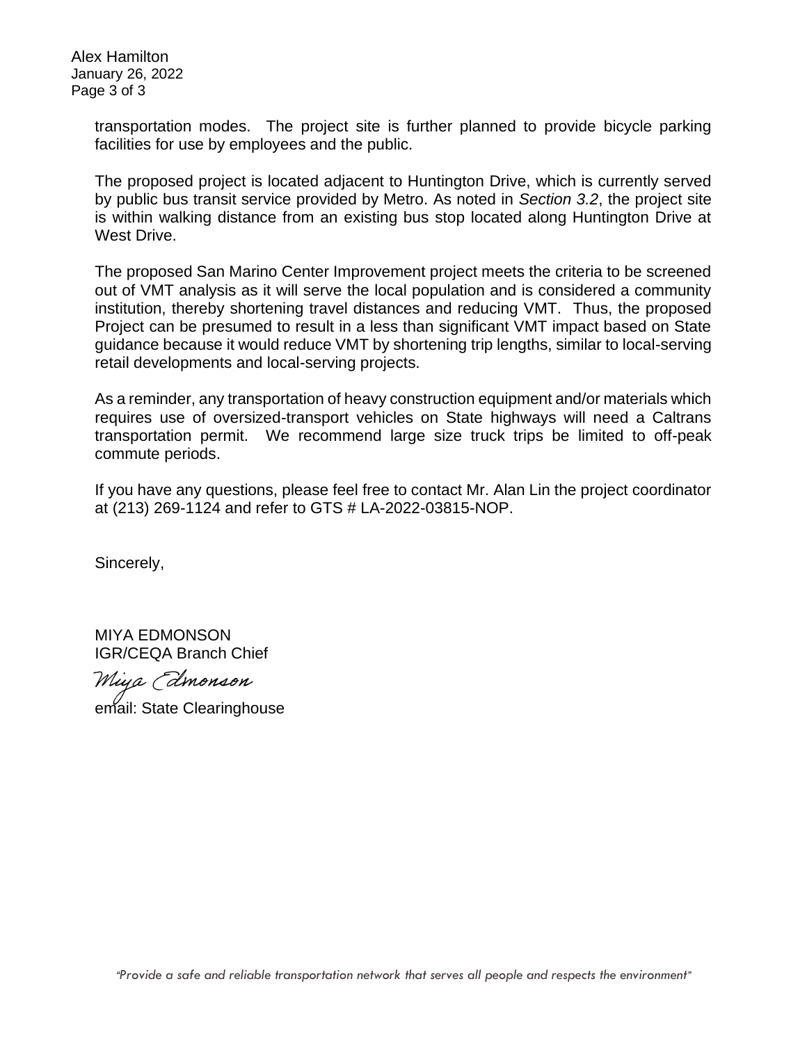transportation modes. The project site is further planned to provide bicycle parking facilities for use by employees and the public.

The proposed project is located adjacent to Huntington Drive, which is currently served by public bus transit service provided by Metro. As noted in *Section 3.2*, the project site is within walking distance from an existing bus stop located along Huntington Drive at West Drive.

The proposed San Marino Center Improvement project meets the criteria to be screened out of VMT analysis as it will serve the local population and is considered a community institution, thereby shortening travel distances and reducing VMT. Thus, the proposed Project can be presumed to result in a less than significant VMT impact based on State guidance because it would reduce VMT by shortening trip lengths, similar to local-serving retail developments and local-serving projects.

As a reminder, any transportation of heavy construction equipment and/or materials which requires use of oversized-transport vehicles on State highways will need a Caltrans transportation permit. We recommend large size truck trips be limited to off-peak commute periods.

If you have any questions, please feel free to contact Mr. Alan Lin the project coordinator at (213) 269-1124 and refer to GTS # LA-2022-03815-NOP.

Sincerely,

MIYA EDMONSON
IGR/CEQA Branch Chief

*Miya Edmonson*

email: State Clearinghouse

*"Provide a safe and reliable transportation network that serves all people and respects the environment"*